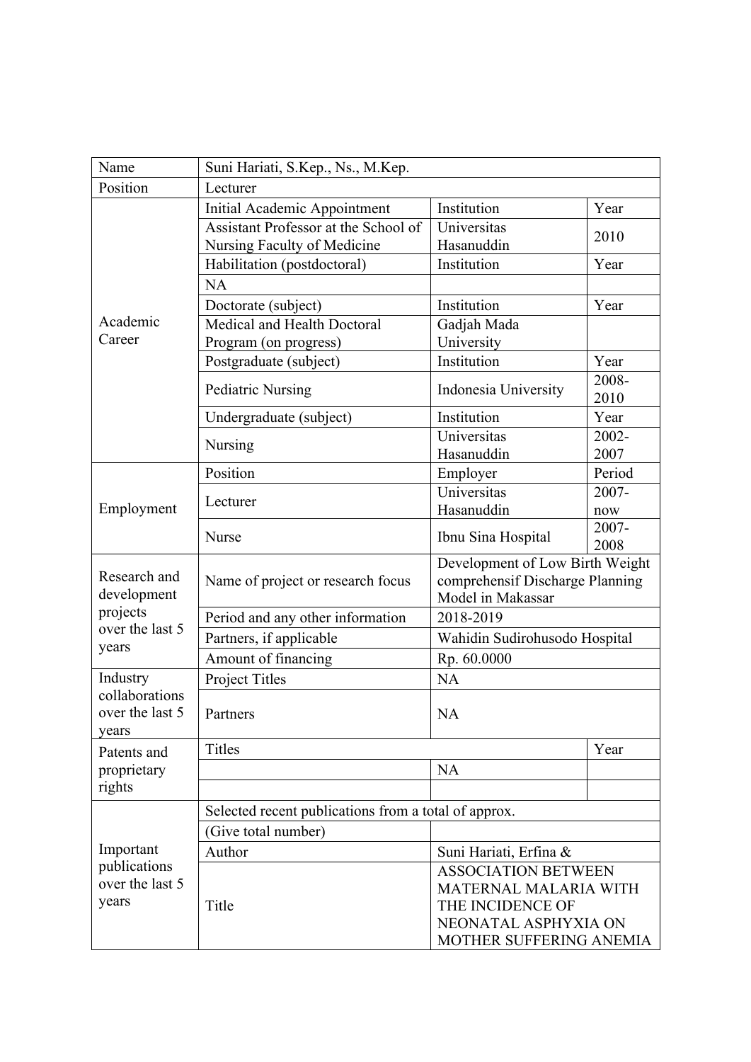| Name | Suni Hariati, S.Kep., Ns., M.Kep. | | |
|---|---|---|---|
| Position | Lecturer | | |
| Academic Career | Initial Academic Appointment | Institution | Year |
| | Assistant Professor at the School of Nursing Faculty of Medicine | Universitas Hasanuddin | 2010 |
| | Habilitation (postdoctoral) | Institution | Year |
| | NA | | |
| | Doctorate (subject) | Institution | Year |
| | Medical and Health Doctoral Program (on progress) | Gadjah Mada University | |
| | Postgraduate (subject) | Institution | Year |
| | Pediatric Nursing | Indonesia University | 2008-2010 |
| | Undergraduate (subject) | Institution | Year |
| | Nursing | Universitas Hasanuddin | 2002-2007 |
| Employment | Position | Employer | Period |
| | Lecturer | Universitas Hasanuddin | 2007-now |
| | Nurse | Ibnu Sina Hospital | 2007-2008 |
| Research and development projects over the last 5 years | Name of project or research focus | Development of Low Birth Weight comprehensif Discharge Planning Model in Makassar | |
| | Period and any other information | 2018-2019 | |
| | Partners, if applicable | Wahidin Sudirohusodo Hospital | |
| | Amount of financing | Rp. 60.0000 | |
| Industry collaborations over the last 5 years | Project Titles | NA | |
| | Partners | NA | |
| Patents and proprietary rights | Titles | | Year |
| | | NA | |
| | | | |
| Important publications over the last 5 years | Selected recent publications from a total of approx. | | |
| | (Give total number) | | |
| | Author | Suni Hariati, Erfina & | |
| | Title | ASSOCIATION BETWEEN MATERNAL MALARIA WITH THE INCIDENCE OF NEONATAL ASPHYXIA ON MOTHER SUFFERING ANEMIA | |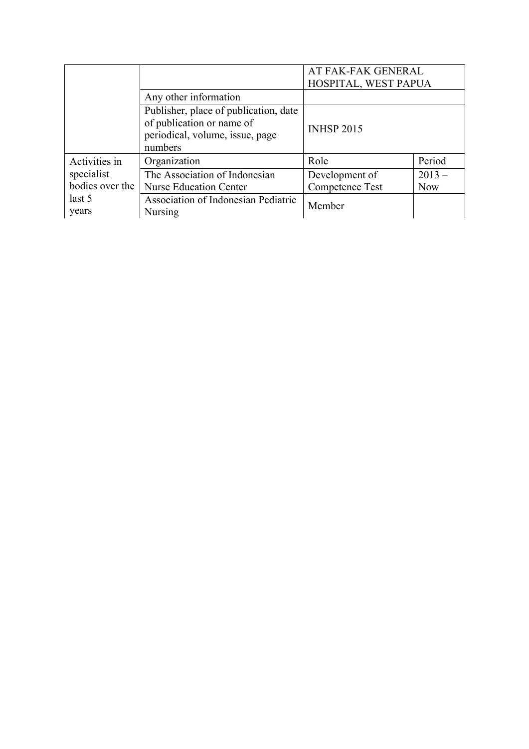| | | | |
|---|---|---|---|
| | | AT FAK-FAK GENERAL HOSPITAL, WEST PAPUA | |
| | Any other information | | |
| | Publisher, place of publication, date of publication or name of periodical, volume, issue, page numbers | INHSP 2015 | |
| Activities in specialist bodies over the last 5 years | Organization | Role | Period |
| | The Association of Indonesian Nurse Education Center | Development of Competence Test | 2013 – Now |
| | Association of Indonesian Pediatric Nursing | Member | |